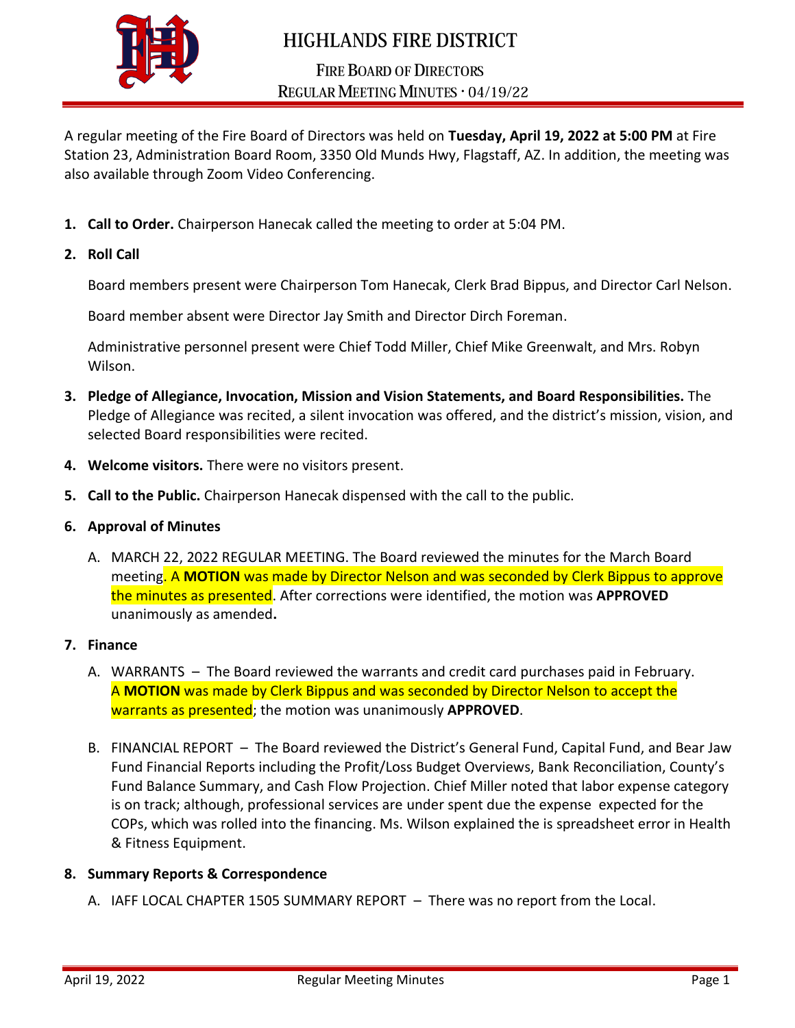# HIGHLANDS FIRE DISTRICT

## FIRE BOARD OF DIRECTORS

### REGULAR MEETING MINUTES · 04/19/22

A regular meeting of the Fire Board of Directors was held on **Tuesday, April 19, 2022 at 5:00 PM** at Fire Station 23, Administration Board Room, 3350 Old Munds Hwy, Flagstaff, AZ. In addition, the meeting was also available through Zoom Video Conferencing.

1. **Call to Order.** Chairperson Hanecak called the meeting to order at 5:04 PM.

2. **Roll Call**

   Board members present were Chairperson Tom Hanecak, Clerk Brad Bippus, and Director Carl Nelson.

   Board member absent were Director Jay Smith and Director Dirch Foreman.

   Administrative personnel present were Chief Todd Miller, Chief Mike Greenwalt, and Mrs. Robyn Wilson.

3. **Pledge of Allegiance, Invocation, Mission and Vision Statements, and Board Responsibilities.** The Pledge of Allegiance was recited, a silent invocation was offered, and the district's mission, vision, and selected Board responsibilities were recited.

4. **Welcome visitors.** There were no visitors present.

5. **Call to the Public.** Chairperson Hanecak dispensed with the call to the public.

6. **Approval of Minutes**

   A. MARCH 22, 2022 REGULAR MEETING. The Board reviewed the minutes for the March Board meeting. A **MOTION** was made by Director Nelson and was seconded by Clerk Bippus to approve the minutes as presented. After corrections were identified, the motion was **APPROVED** unanimously as amended**.**

7. **Finance**

   A. WARRANTS – The Board reviewed the warrants and credit card purchases paid in February. A **MOTION** was made by Clerk Bippus and was seconded by Director Nelson to accept the warrants as presented; the motion was unanimously **APPROVED**.

   B. FINANCIAL REPORT – The Board reviewed the District's General Fund, Capital Fund, and Bear Jaw Fund Financial Reports including the Profit/Loss Budget Overviews, Bank Reconciliation, County's Fund Balance Summary, and Cash Flow Projection. Chief Miller noted that labor expense category is on track; although, professional services are under spent due the expense expected for the COPs, which was rolled into the financing. Ms. Wilson explained the is spreadsheet error in Health & Fitness Equipment.

8. **Summary Reports & Correspondence**

   A. IAFF LOCAL CHAPTER 1505 SUMMARY REPORT – There was no report from the Local.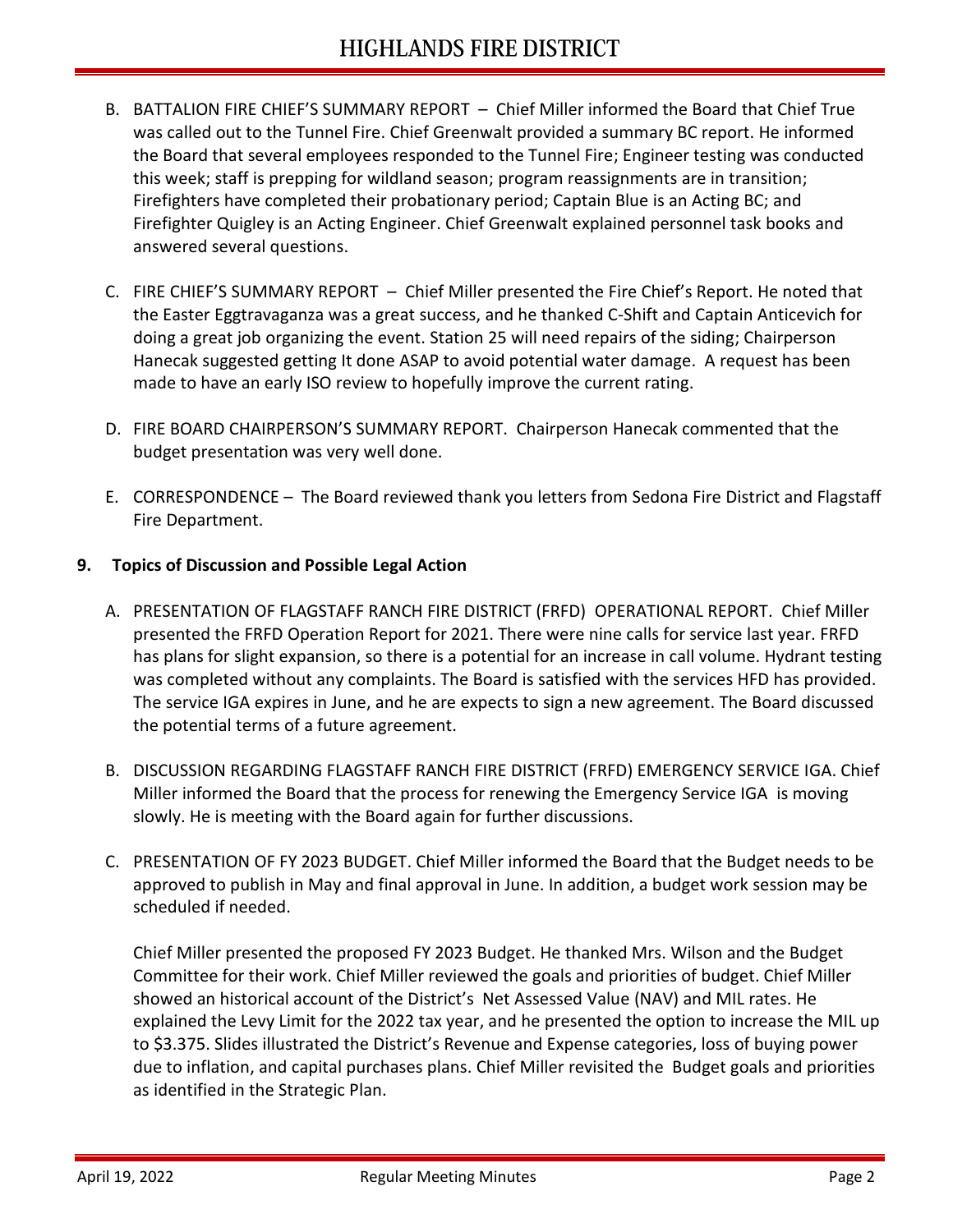B. BATTALION FIRE CHIEF'S SUMMARY REPORT – Chief Miller informed the Board that Chief True was called out to the Tunnel Fire. Chief Greenwalt provided a summary BC report. He informed the Board that several employees responded to the Tunnel Fire; Engineer testing was conducted this week; staff is prepping for wildland season; program reassignments are in transition; Firefighters have completed their probationary period; Captain Blue is an Acting BC; and Firefighter Quigley is an Acting Engineer. Chief Greenwalt explained personnel task books and answered several questions.

C. FIRE CHIEF'S SUMMARY REPORT – Chief Miller presented the Fire Chief's Report. He noted that the Easter Eggtravaganza was a great success, and he thanked C-Shift and Captain Anticevich for doing a great job organizing the event. Station 25 will need repairs of the siding; Chairperson Hanecak suggested getting It done ASAP to avoid potential water damage. A request has been made to have an early ISO review to hopefully improve the current rating.

D. FIRE BOARD CHAIRPERSON'S SUMMARY REPORT. Chairperson Hanecak commented that the budget presentation was very well done.

E. CORRESPONDENCE – The Board reviewed thank you letters from Sedona Fire District and Flagstaff Fire Department.

## 9. Topics of Discussion and Possible Legal Action

A. PRESENTATION OF FLAGSTAFF RANCH FIRE DISTRICT (FRFD) OPERATIONAL REPORT. Chief Miller presented the FRFD Operation Report for 2021. There were nine calls for service last year. FRFD has plans for slight expansion, so there is a potential for an increase in call volume. Hydrant testing was completed without any complaints. The Board is satisfied with the services HFD has provided. The service IGA expires in June, and he are expects to sign a new agreement. The Board discussed the potential terms of a future agreement.

B. DISCUSSION REGARDING FLAGSTAFF RANCH FIRE DISTRICT (FRFD) EMERGENCY SERVICE IGA. Chief Miller informed the Board that the process for renewing the Emergency Service IGA is moving slowly. He is meeting with the Board again for further discussions.

C. PRESENTATION OF FY 2023 BUDGET. Chief Miller informed the Board that the Budget needs to be approved to publish in May and final approval in June. In addition, a budget work session may be scheduled if needed.

Chief Miller presented the proposed FY 2023 Budget. He thanked Mrs. Wilson and the Budget Committee for their work. Chief Miller reviewed the goals and priorities of budget. Chief Miller showed an historical account of the District's Net Assessed Value (NAV) and MIL rates. He explained the Levy Limit for the 2022 tax year, and he presented the option to increase the MIL up to $3.375. Slides illustrated the District's Revenue and Expense categories, loss of buying power due to inflation, and capital purchases plans. Chief Miller revisited the Budget goals and priorities as identified in the Strategic Plan.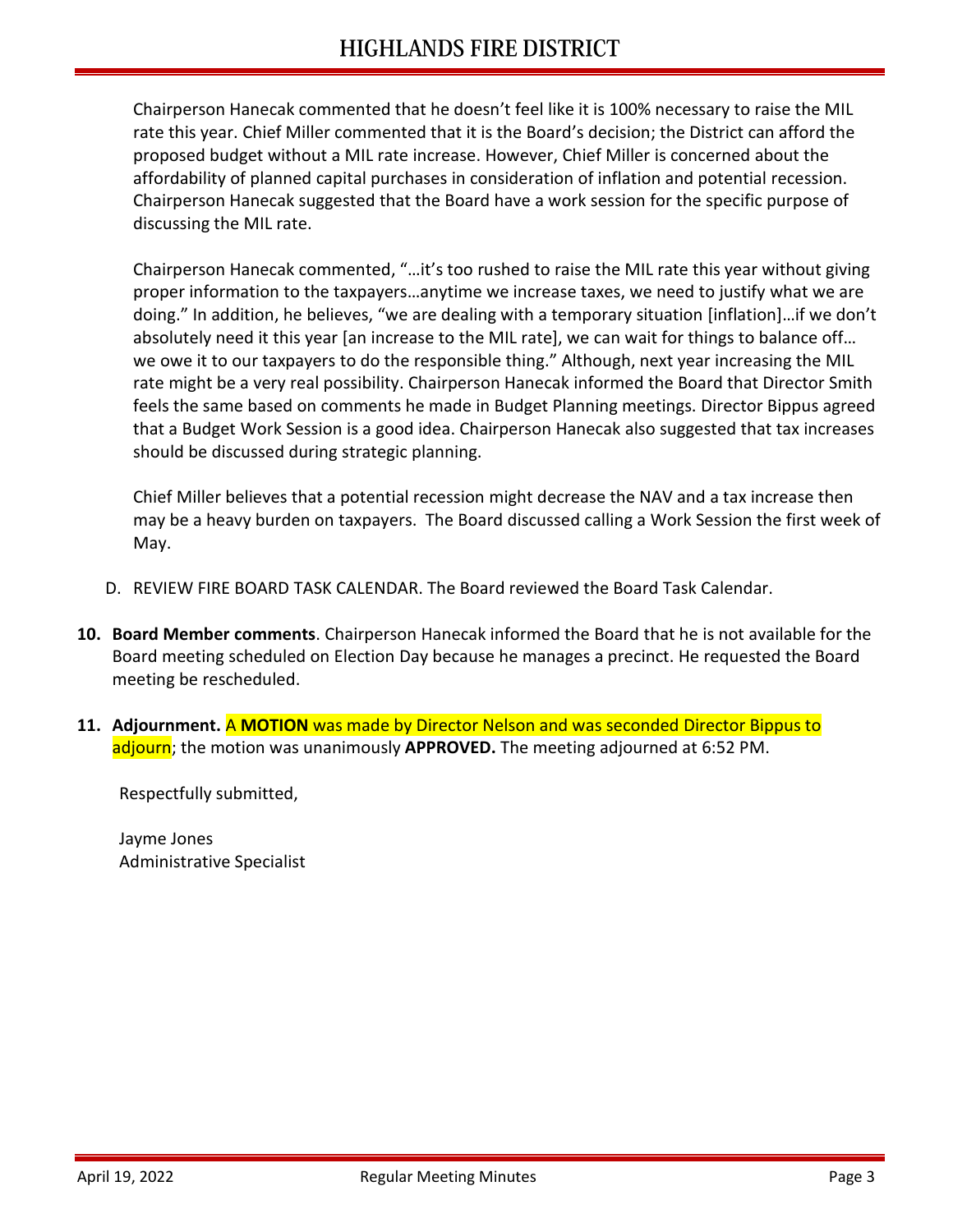Chairperson Hanecak commented that he doesn't feel like it is 100% necessary to raise the MIL rate this year. Chief Miller commented that it is the Board's decision; the District can afford the proposed budget without a MIL rate increase. However, Chief Miller is concerned about the affordability of planned capital purchases in consideration of inflation and potential recession. Chairperson Hanecak suggested that the Board have a work session for the specific purpose of discussing the MIL rate.

Chairperson Hanecak commented, "…it's too rushed to raise the MIL rate this year without giving proper information to the taxpayers…anytime we increase taxes, we need to justify what we are doing." In addition, he believes, "we are dealing with a temporary situation [inflation]…if we don't absolutely need it this year [an increase to the MIL rate], we can wait for things to balance off… we owe it to our taxpayers to do the responsible thing." Although, next year increasing the MIL rate might be a very real possibility. Chairperson Hanecak informed the Board that Director Smith feels the same based on comments he made in Budget Planning meetings. Director Bippus agreed that a Budget Work Session is a good idea. Chairperson Hanecak also suggested that tax increases should be discussed during strategic planning.

Chief Miller believes that a potential recession might decrease the NAV and a tax increase then may be a heavy burden on taxpayers. The Board discussed calling a Work Session the first week of May.

D. REVIEW FIRE BOARD TASK CALENDAR. The Board reviewed the Board Task Calendar.

10. **Board Member comments**. Chairperson Hanecak informed the Board that he is not available for the Board meeting scheduled on Election Day because he manages a precinct. He requested the Board meeting be rescheduled.

11. **Adjournment.** A **MOTION** was made by Director Nelson and was seconded Director Bippus to adjourn; the motion was unanimously **APPROVED.** The meeting adjourned at 6:52 PM.

Respectfully submitted,

Jayme Jones
Administrative Specialist